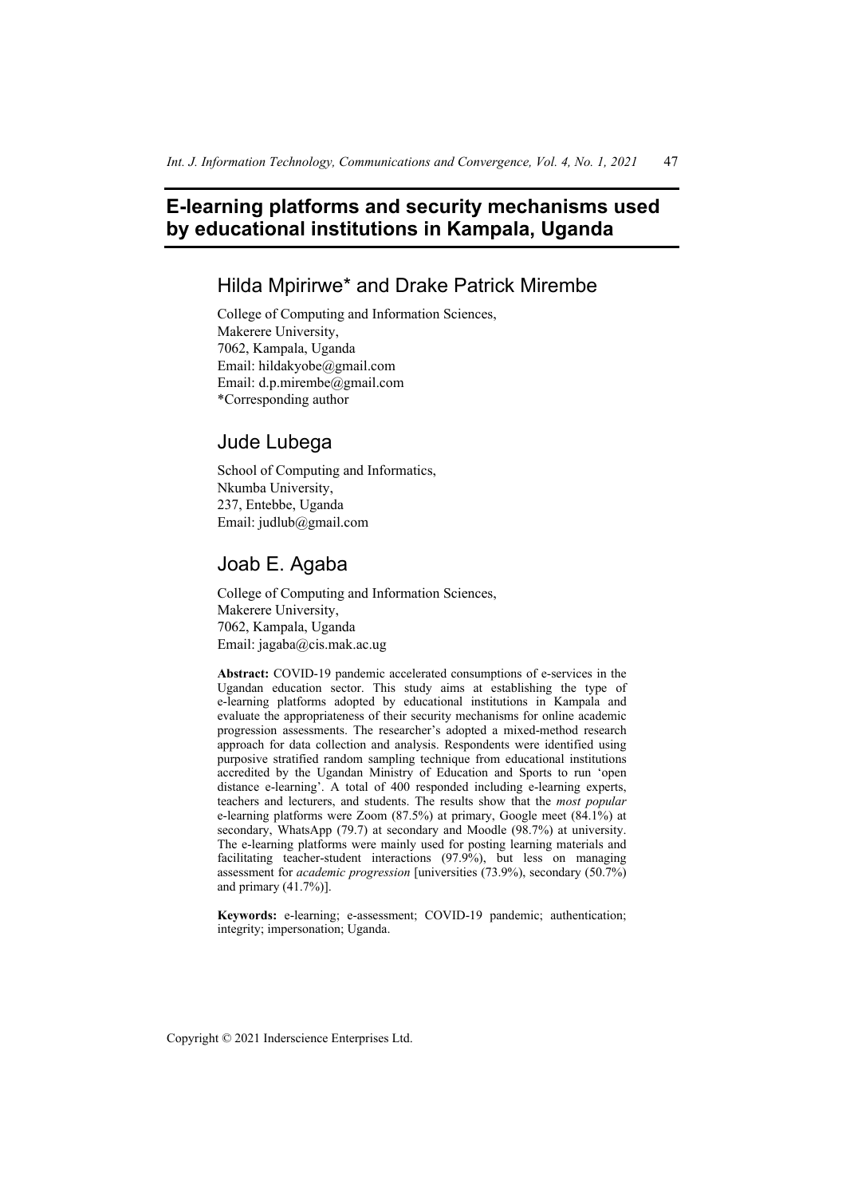# E-learning platforms and security mechanisms used by educational institutions in Kampala, Uganda

## Hilda Mpirirwe* and Drake Patrick Mirembe

College of Computing and Information Sciences,
Makerere University,
7062, Kampala, Uganda
Email: hildakyobe@gmail.com
Email: d.p.mirembe@gmail.com
*Corresponding author

## Jude Lubega

School of Computing and Informatics,
Nkumba University,
237, Entebbe, Uganda
Email: judlub@gmail.com

## Joab E. Agaba

College of Computing and Information Sciences,
Makerere University,
7062, Kampala, Uganda
Email: jagaba@cis.mak.ac.ug

**Abstract:** COVID-19 pandemic accelerated consumptions of e-services in the Ugandan education sector. This study aims at establishing the type of e-learning platforms adopted by educational institutions in Kampala and evaluate the appropriateness of their security mechanisms for online academic progression assessments. The researcher's adopted a mixed-method research approach for data collection and analysis. Respondents were identified using purposive stratified random sampling technique from educational institutions accredited by the Ugandan Ministry of Education and Sports to run 'open distance e-learning'. A total of 400 responded including e-learning experts, teachers and lecturers, and students. The results show that the *most popular* e-learning platforms were Zoom (87.5%) at primary, Google meet (84.1%) at secondary, WhatsApp (79.7) at secondary and Moodle (98.7%) at university. The e-learning platforms were mainly used for posting learning materials and facilitating teacher-student interactions (97.9%), but less on managing assessment for *academic progression* [universities (73.9%), secondary (50.7%) and primary (41.7%)].

**Keywords:** e-learning; e-assessment; COVID-19 pandemic; authentication; integrity; impersonation; Uganda.

Copyright © 2021 Inderscience Enterprises Ltd.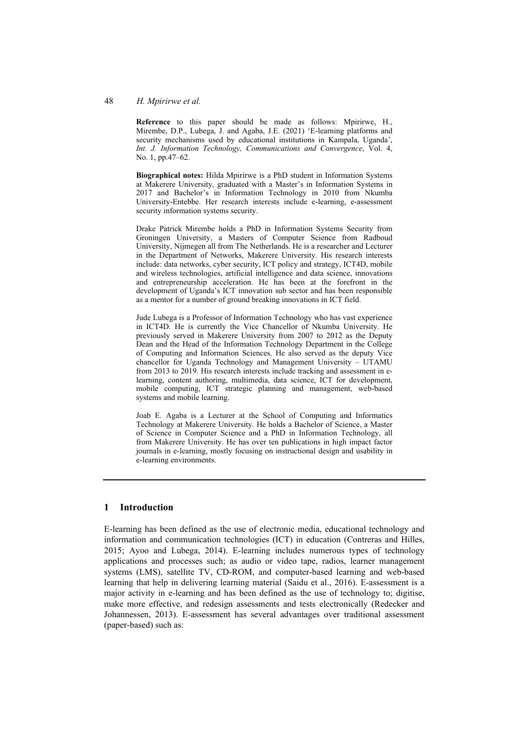**Reference** to this paper should be made as follows: Mpirirwe, H., Mirembe, D.P., Lubega, J. and Agaba, J.E. (2021) 'E-learning platforms and security mechanisms used by educational institutions in Kampala, Uganda', *Int. J. Information Technology, Communications and Convergence*, Vol. 4, No. 1, pp.47–62.

**Biographical notes:** Hilda Mpirirwe is a PhD student in Information Systems at Makerere University, graduated with a Master's in Information Systems in 2017 and Bachelor's in Information Technology in 2010 from Nkumba University-Entebbe. Her research interests include e-learning, e-assessment security information systems security.

Drake Patrick Mirembe holds a PhD in Information Systems Security from Groningen University, a Masters of Computer Science from Radboud University, Nijmegen all from The Netherlands. He is a researcher and Lecturer in the Department of Networks, Makerere University. His research interests include: data networks, cyber security, ICT policy and strategy, ICT4D, mobile and wireless technologies, artificial intelligence and data science, innovations and entrepreneurship acceleration. He has been at the forefront in the development of Uganda's ICT innovation sub sector and has been responsible as a mentor for a number of ground breaking innovations in ICT field.

Jude Lubega is a Professor of Information Technology who has vast experience in ICT4D. He is currently the Vice Chancellor of Nkumba University. He previously served in Makerere University from 2007 to 2012 as the Deputy Dean and the Head of the Information Technology Department in the College of Computing and Information Sciences. He also served as the deputy Vice chancellor for Uganda Technology and Management University – UTAMU from 2013 to 2019. His research interests include tracking and assessment in e-learning, content authoring, multimedia, data science, ICT for development, mobile computing, ICT strategic planning and management, web-based systems and mobile learning.

Joab E. Agaba is a Lecturer at the School of Computing and Informatics Technology at Makerere University. He holds a Bachelor of Science, a Master of Science in Computer Science and a PhD in Information Technology, all from Makerere University. He has over ten publications in high impact factor journals in e-learning, mostly focusing on instructional design and usability in e-learning environments.

## 1 Introduction

E-learning has been defined as the use of electronic media, educational technology and information and communication technologies (ICT) in education (Contreras and Hilles, 2015; Ayoo and Lubega, 2014). E-learning includes numerous types of technology applications and processes such; as audio or video tape, radios, learner management systems (LMS), satellite TV, CD-ROM, and computer-based learning and web-based learning that help in delivering learning material (Saidu et al., 2016). E-assessment is a major activity in e-learning and has been defined as the use of technology to; digitise, make more effective, and redesign assessments and tests electronically (Redecker and Johannessen, 2013). E-assessment has several advantages over traditional assessment (paper-based) such as: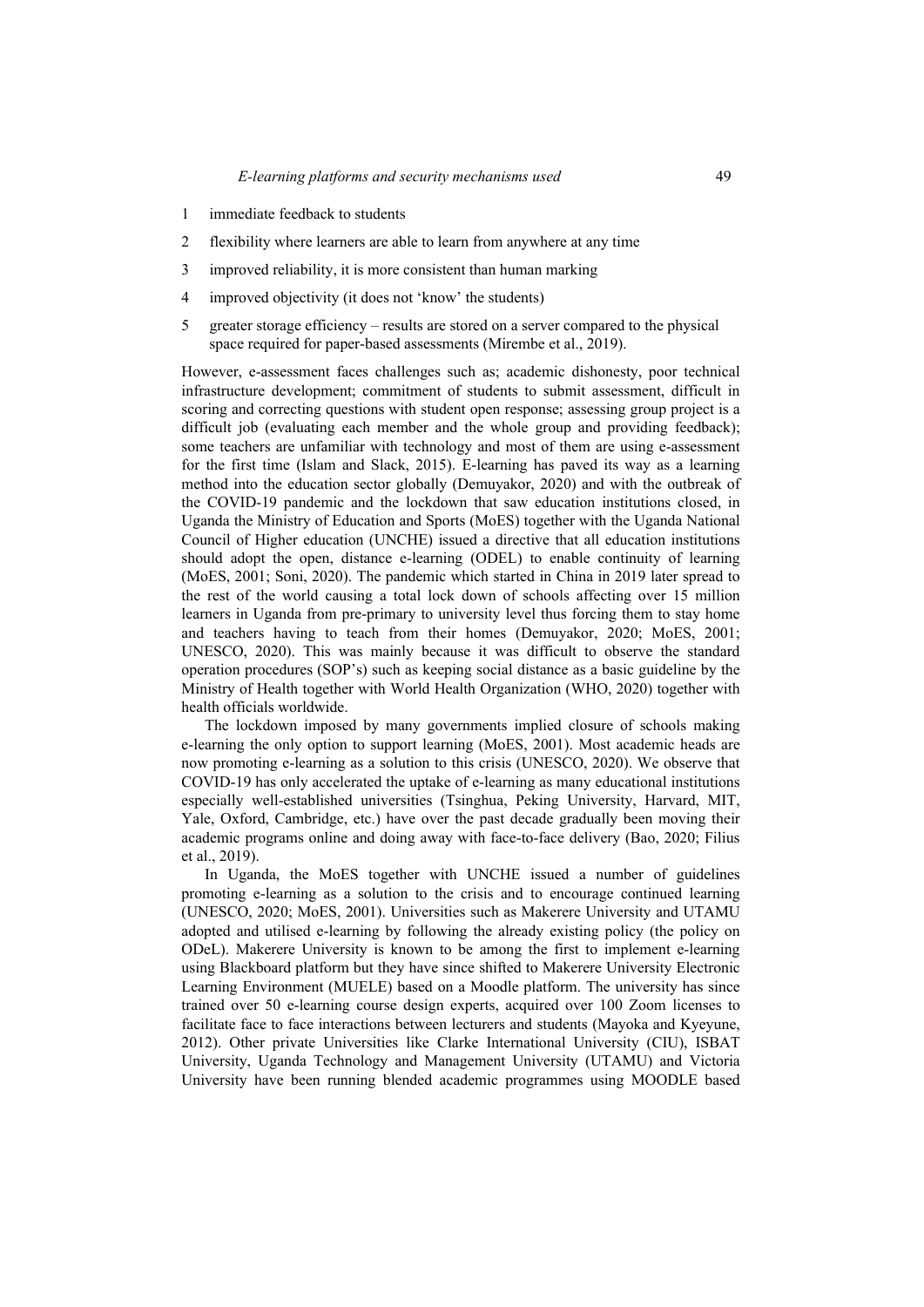1 immediate feedback to students
2 flexibility where learners are able to learn from anywhere at any time
3 improved reliability, it is more consistent than human marking
4 improved objectivity (it does not 'know' the students)
5 greater storage efficiency – results are stored on a server compared to the physical space required for paper-based assessments (Mirembe et al., 2019).

However, e-assessment faces challenges such as; academic dishonesty, poor technical infrastructure development; commitment of students to submit assessment, difficult in scoring and correcting questions with student open response; assessing group project is a difficult job (evaluating each member and the whole group and providing feedback); some teachers are unfamiliar with technology and most of them are using e-assessment for the first time (Islam and Slack, 2015). E-learning has paved its way as a learning method into the education sector globally (Demuyakor, 2020) and with the outbreak of the COVID-19 pandemic and the lockdown that saw education institutions closed, in Uganda the Ministry of Education and Sports (MoES) together with the Uganda National Council of Higher education (UNCHE) issued a directive that all education institutions should adopt the open, distance e-learning (ODEL) to enable continuity of learning (MoES, 2001; Soni, 2020). The pandemic which started in China in 2019 later spread to the rest of the world causing a total lock down of schools affecting over 15 million learners in Uganda from pre-primary to university level thus forcing them to stay home and teachers having to teach from their homes (Demuyakor, 2020; MoES, 2001; UNESCO, 2020). This was mainly because it was difficult to observe the standard operation procedures (SOP's) such as keeping social distance as a basic guideline by the Ministry of Health together with World Health Organization (WHO, 2020) together with health officials worldwide.

The lockdown imposed by many governments implied closure of schools making e-learning the only option to support learning (MoES, 2001). Most academic heads are now promoting e-learning as a solution to this crisis (UNESCO, 2020). We observe that COVID-19 has only accelerated the uptake of e-learning as many educational institutions especially well-established universities (Tsinghua, Peking University, Harvard, MIT, Yale, Oxford, Cambridge, etc.) have over the past decade gradually been moving their academic programs online and doing away with face-to-face delivery (Bao, 2020; Filius et al., 2019).

In Uganda, the MoES together with UNCHE issued a number of guidelines promoting e-learning as a solution to the crisis and to encourage continued learning (UNESCO, 2020; MoES, 2001). Universities such as Makerere University and UTAMU adopted and utilised e-learning by following the already existing policy (the policy on ODeL). Makerere University is known to be among the first to implement e-learning using Blackboard platform but they have since shifted to Makerere University Electronic Learning Environment (MUELE) based on a Moodle platform. The university has since trained over 50 e-learning course design experts, acquired over 100 Zoom licenses to facilitate face to face interactions between lecturers and students (Mayoka and Kyeyune, 2012). Other private Universities like Clarke International University (CIU), ISBAT University, Uganda Technology and Management University (UTAMU) and Victoria University have been running blended academic programmes using MOODLE based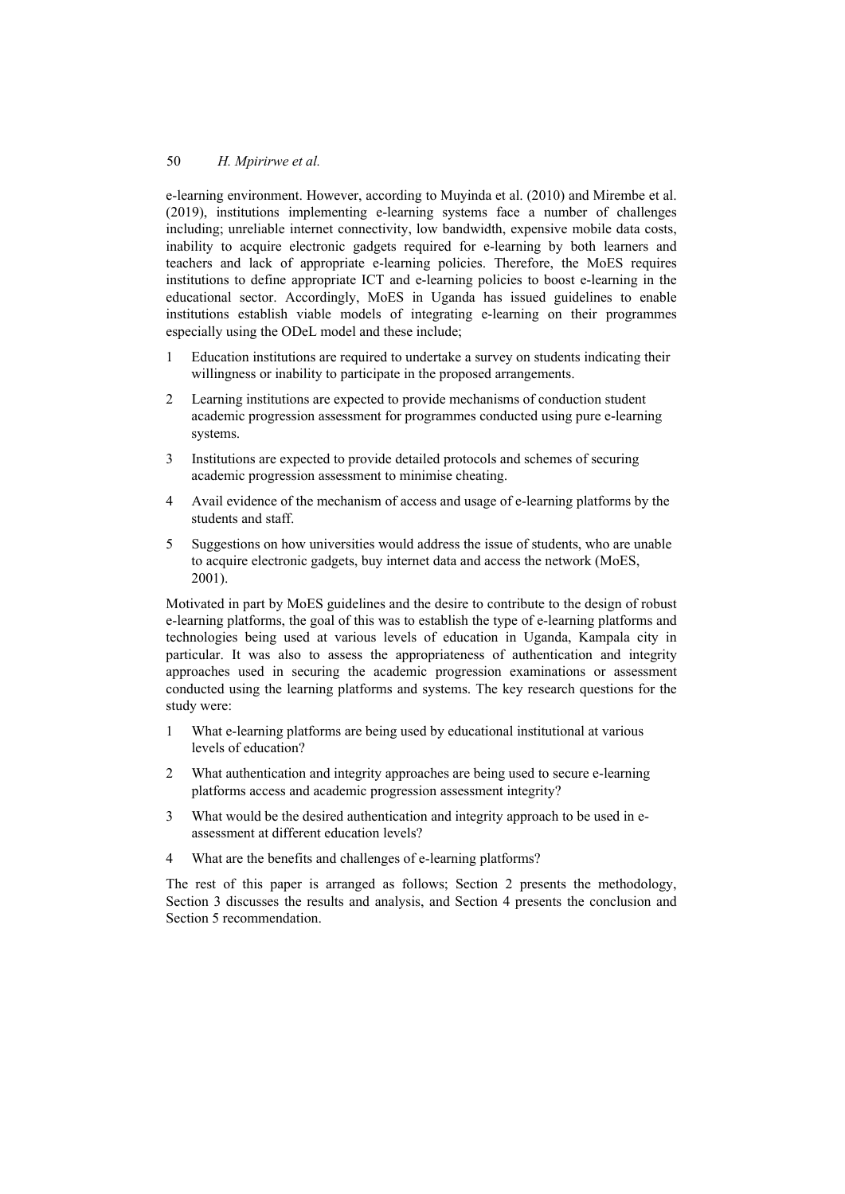e-learning environment. However, according to Muyinda et al. (2010) and Mirembe et al. (2019), institutions implementing e-learning systems face a number of challenges including; unreliable internet connectivity, low bandwidth, expensive mobile data costs, inability to acquire electronic gadgets required for e-learning by both learners and teachers and lack of appropriate e-learning policies. Therefore, the MoES requires institutions to define appropriate ICT and e-learning policies to boost e-learning in the educational sector. Accordingly, MoES in Uganda has issued guidelines to enable institutions establish viable models of integrating e-learning on their programmes especially using the ODeL model and these include;

1. Education institutions are required to undertake a survey on students indicating their willingness or inability to participate in the proposed arrangements.
2. Learning institutions are expected to provide mechanisms of conduction student academic progression assessment for programmes conducted using pure e-learning systems.
3. Institutions are expected to provide detailed protocols and schemes of securing academic progression assessment to minimise cheating.
4. Avail evidence of the mechanism of access and usage of e-learning platforms by the students and staff.
5. Suggestions on how universities would address the issue of students, who are unable to acquire electronic gadgets, buy internet data and access the network (MoES, 2001).

Motivated in part by MoES guidelines and the desire to contribute to the design of robust e-learning platforms, the goal of this was to establish the type of e-learning platforms and technologies being used at various levels of education in Uganda, Kampala city in particular. It was also to assess the appropriateness of authentication and integrity approaches used in securing the academic progression examinations or assessment conducted using the learning platforms and systems. The key research questions for the study were:

1. What e-learning platforms are being used by educational institutional at various levels of education?
2. What authentication and integrity approaches are being used to secure e-learning platforms access and academic progression assessment integrity?
3. What would be the desired authentication and integrity approach to be used in e-assessment at different education levels?
4. What are the benefits and challenges of e-learning platforms?

The rest of this paper is arranged as follows; Section 2 presents the methodology, Section 3 discusses the results and analysis, and Section 4 presents the conclusion and Section 5 recommendation.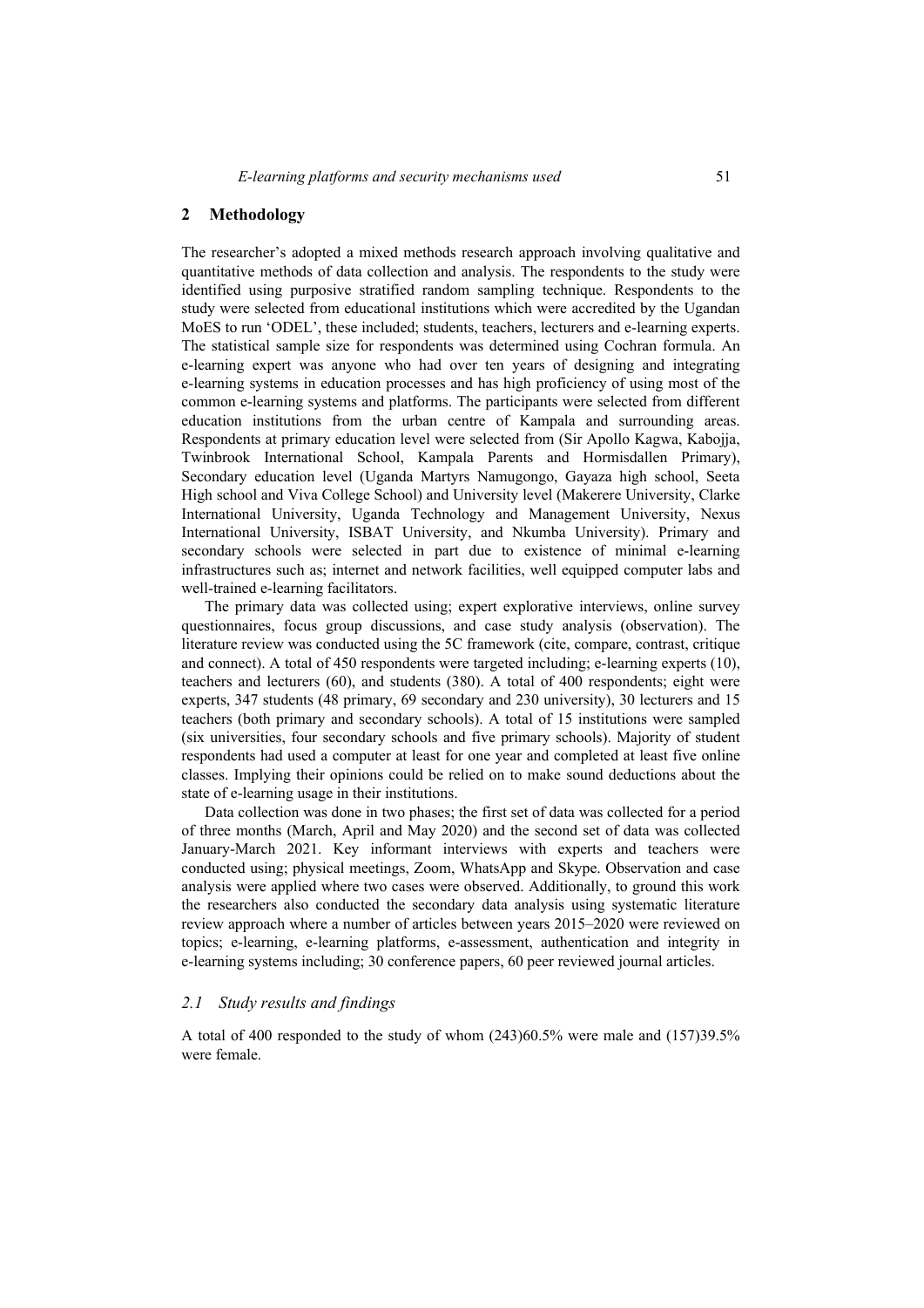## 2 Methodology

The researcher's adopted a mixed methods research approach involving qualitative and quantitative methods of data collection and analysis. The respondents to the study were identified using purposive stratified random sampling technique. Respondents to the study were selected from educational institutions which were accredited by the Ugandan MoES to run 'ODEL', these included; students, teachers, lecturers and e-learning experts. The statistical sample size for respondents was determined using Cochran formula. An e-learning expert was anyone who had over ten years of designing and integrating e-learning systems in education processes and has high proficiency of using most of the common e-learning systems and platforms. The participants were selected from different education institutions from the urban centre of Kampala and surrounding areas. Respondents at primary education level were selected from (Sir Apollo Kagwa, Kabojja, Twinbrook International School, Kampala Parents and Hormisdallen Primary), Secondary education level (Uganda Martyrs Namugongo, Gayaza high school, Seeta High school and Viva College School) and University level (Makerere University, Clarke International University, Uganda Technology and Management University, Nexus International University, ISBAT University, and Nkumba University). Primary and secondary schools were selected in part due to existence of minimal e-learning infrastructures such as; internet and network facilities, well equipped computer labs and well-trained e-learning facilitators.

The primary data was collected using; expert explorative interviews, online survey questionnaires, focus group discussions, and case study analysis (observation). The literature review was conducted using the 5C framework (cite, compare, contrast, critique and connect). A total of 450 respondents were targeted including; e-learning experts (10), teachers and lecturers (60), and students (380). A total of 400 respondents; eight were experts, 347 students (48 primary, 69 secondary and 230 university), 30 lecturers and 15 teachers (both primary and secondary schools). A total of 15 institutions were sampled (six universities, four secondary schools and five primary schools). Majority of student respondents had used a computer at least for one year and completed at least five online classes. Implying their opinions could be relied on to make sound deductions about the state of e-learning usage in their institutions.

Data collection was done in two phases; the first set of data was collected for a period of three months (March, April and May 2020) and the second set of data was collected January-March 2021. Key informant interviews with experts and teachers were conducted using; physical meetings, Zoom, WhatsApp and Skype. Observation and case analysis were applied where two cases were observed. Additionally, to ground this work the researchers also conducted the secondary data analysis using systematic literature review approach where a number of articles between years 2015–2020 were reviewed on topics; e-learning, e-learning platforms, e-assessment, authentication and integrity in e-learning systems including; 30 conference papers, 60 peer reviewed journal articles.

### *2.1 Study results and findings*

A total of 400 responded to the study of whom (243)60.5% were male and (157)39.5% were female.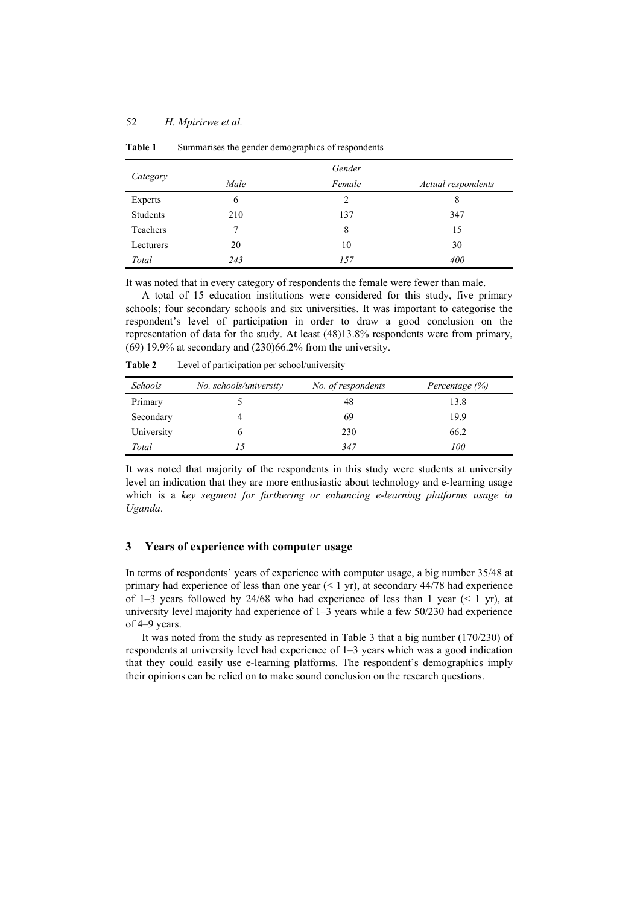**Table 1** Summarises the gender demographics of respondents

| *Category* | *Gender* | | |
|---|---|---|---|
| | *Male* | *Female* | *Actual respondents* |
| Experts | 6 | 2 | 8 |
| Students | 210 | 137 | 347 |
| Teachers | 7 | 8 | 15 |
| Lecturers | 20 | 10 | 30 |
| *Total* | *243* | *157* | *400* |

It was noted that in every category of respondents the female were fewer than male.

A total of 15 education institutions were considered for this study, five primary schools; four secondary schools and six universities. It was important to categorise the respondent's level of participation in order to draw a good conclusion on the representation of data for the study. At least (48)13.8% respondents were from primary, (69) 19.9% at secondary and (230)66.2% from the university.

**Table 2** Level of participation per school/university

| *Schools* | *No. schools/university* | *No. of respondents* | *Percentage (%)* |
|---|---|---|---|
| Primary | 5 | 48 | 13.8 |
| Secondary | 4 | 69 | 19.9 |
| University | 6 | 230 | 66.2 |
| *Total* | *15* | *347* | *100* |

It was noted that majority of the respondents in this study were students at university level an indication that they are more enthusiastic about technology and e-learning usage which is a *key segment for furthering or enhancing e-learning platforms usage in Uganda*.

## 3 Years of experience with computer usage

In terms of respondents' years of experience with computer usage, a big number 35/48 at primary had experience of less than one year (< 1 yr), at secondary 44/78 had experience of 1–3 years followed by 24/68 who had experience of less than 1 year (< 1 yr), at university level majority had experience of 1–3 years while a few 50/230 had experience of 4–9 years.

It was noted from the study as represented in Table 3 that a big number (170/230) of respondents at university level had experience of 1–3 years which was a good indication that they could easily use e-learning platforms. The respondent's demographics imply their opinions can be relied on to make sound conclusion on the research questions.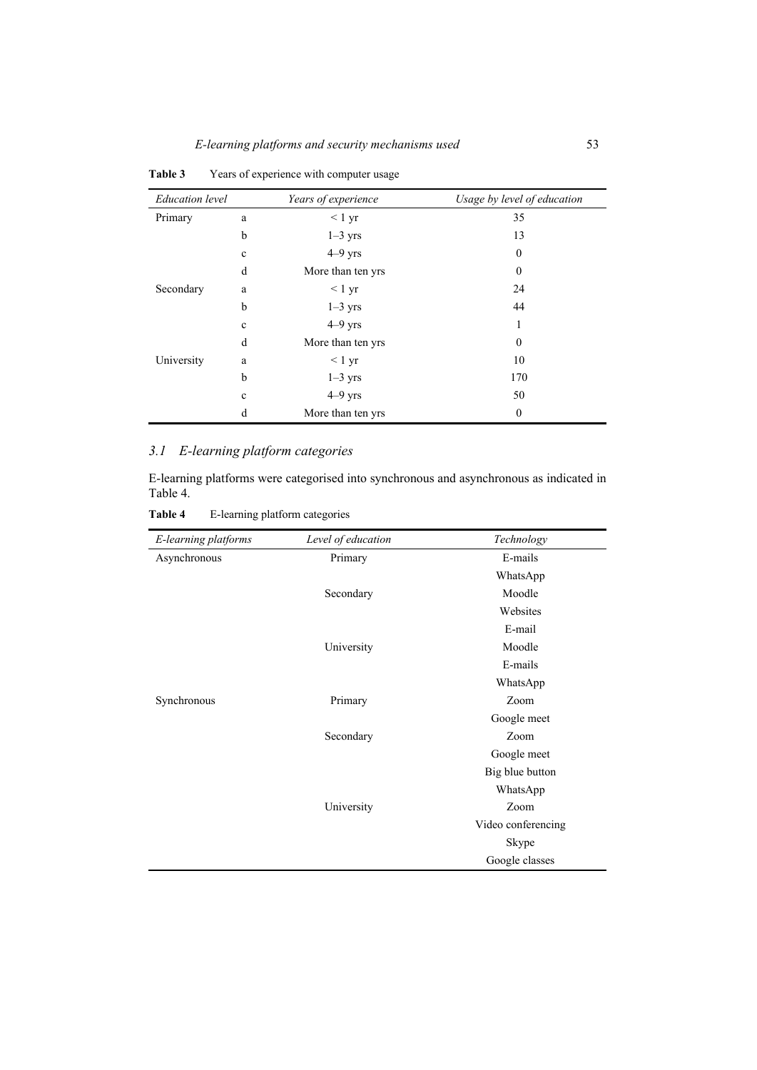**Table 3** Years of experience with computer usage

| *Education level* | | *Years of experience* | *Usage by level of education* |
|---|---|---|---|
| Primary | a | < 1 yr | 35 |
| | b | 1–3 yrs | 13 |
| | c | 4–9 yrs | 0 |
| | d | More than ten yrs | 0 |
| Secondary | a | < 1 yr | 24 |
| | b | 1–3 yrs | 44 |
| | c | 4–9 yrs | 1 |
| | d | More than ten yrs | 0 |
| University | a | < 1 yr | 10 |
| | b | 1–3 yrs | 170 |
| | c | 4–9 yrs | 50 |
| | d | More than ten yrs | 0 |

### *3.1 E-learning platform categories*

E-learning platforms were categorised into synchronous and asynchronous as indicated in Table 4.

**Table 4** E-learning platform categories

| *E-learning platforms* | *Level of education* | *Technology* |
|---|---|---|
| Asynchronous | Primary | E-mails |
| | | WhatsApp |
| | Secondary | Moodle |
| | | Websites |
| | | E-mail |
| | University | Moodle |
| | | E-mails |
| | | WhatsApp |
| Synchronous | Primary | Zoom |
| | | Google meet |
| | Secondary | Zoom |
| | | Google meet |
| | | Big blue button |
| | | WhatsApp |
| | University | Zoom |
| | | Video conferencing |
| | | Skype |
| | | Google classes |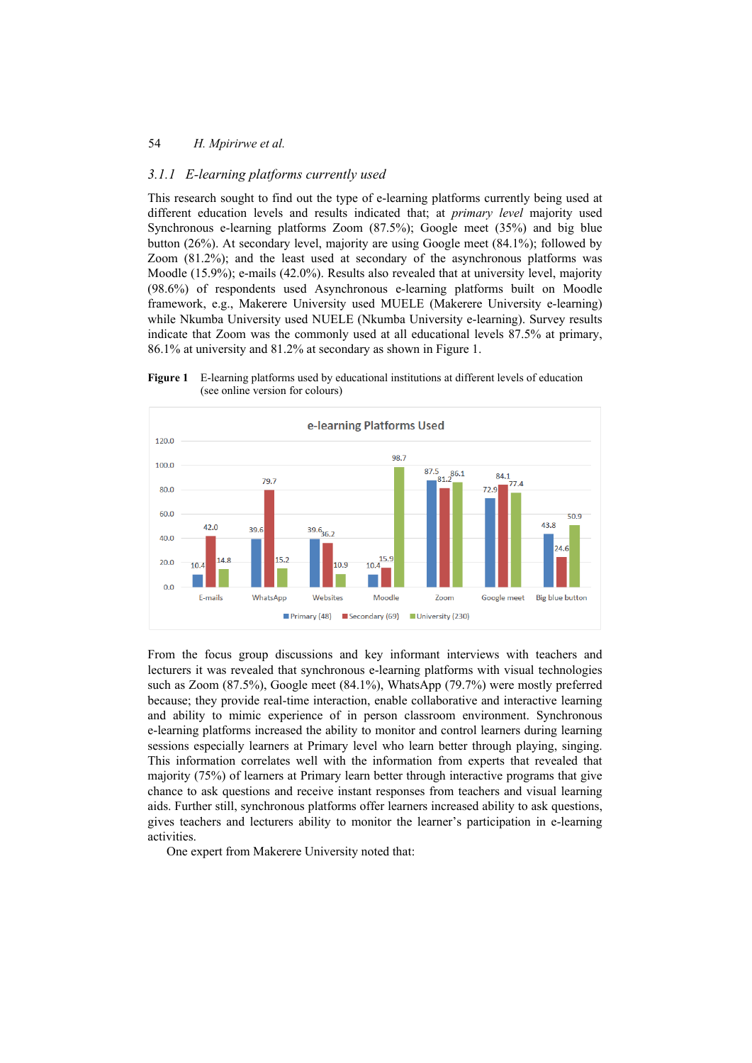### 3.1.1 E-learning platforms currently used

This research sought to find out the type of e-learning platforms currently being used at different education levels and results indicated that; at *primary level* majority used Synchronous e-learning platforms Zoom (87.5%); Google meet (35%) and big blue button (26%). At secondary level, majority are using Google meet (84.1%); followed by Zoom (81.2%); and the least used at secondary of the asynchronous platforms was Moodle (15.9%); e-mails (42.0%). Results also revealed that at university level, majority (98.6%) of respondents used Asynchronous e-learning platforms built on Moodle framework, e.g., Makerere University used MUELE (Makerere University e-learning) while Nkumba University used NUELE (Nkumba University e-learning). Survey results indicate that Zoom was the commonly used at all educational levels 87.5% at primary, 86.1% at university and 81.2% at secondary as shown in Figure 1.

**Figure 1** E-learning platforms used by educational institutions at different levels of education (see online version for colours)

From the focus group discussions and key informant interviews with teachers and lecturers it was revealed that synchronous e-learning platforms with visual technologies such as Zoom (87.5%), Google meet (84.1%), WhatsApp (79.7%) were mostly preferred because; they provide real-time interaction, enable collaborative and interactive learning and ability to mimic experience of in person classroom environment. Synchronous e-learning platforms increased the ability to monitor and control learners during learning sessions especially learners at Primary level who learn better through playing, singing. This information correlates well with the information from experts that revealed that majority (75%) of learners at Primary learn better through interactive programs that give chance to ask questions and receive instant responses from teachers and visual learning aids. Further still, synchronous platforms offer learners increased ability to ask questions, gives teachers and lecturers ability to monitor the learner's participation in e-learning activities.

One expert from Makerere University noted that: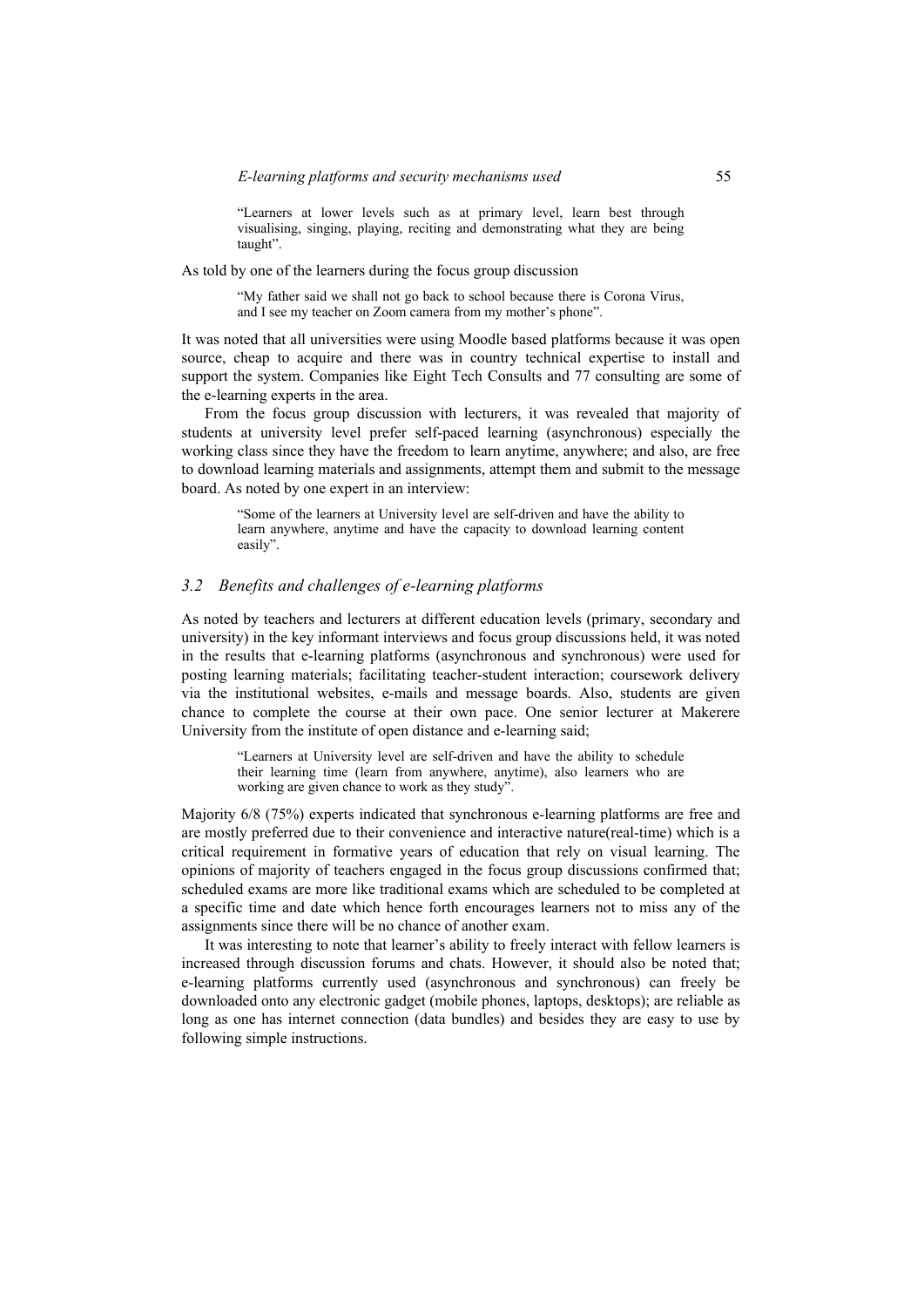> "Learners at lower levels such as at primary level, learn best through visualising, singing, playing, reciting and demonstrating what they are being taught".

As told by one of the learners during the focus group discussion

> "My father said we shall not go back to school because there is Corona Virus, and I see my teacher on Zoom camera from my mother's phone".

It was noted that all universities were using Moodle based platforms because it was open source, cheap to acquire and there was in country technical expertise to install and support the system. Companies like Eight Tech Consults and 77 consulting are some of the e-learning experts in the area.

From the focus group discussion with lecturers, it was revealed that majority of students at university level prefer self-paced learning (asynchronous) especially the working class since they have the freedom to learn anytime, anywhere; and also, are free to download learning materials and assignments, attempt them and submit to the message board. As noted by one expert in an interview:

> "Some of the learners at University level are self-driven and have the ability to learn anywhere, anytime and have the capacity to download learning content easily".

### *3.2 Benefits and challenges of e-learning platforms*

As noted by teachers and lecturers at different education levels (primary, secondary and university) in the key informant interviews and focus group discussions held, it was noted in the results that e-learning platforms (asynchronous and synchronous) were used for posting learning materials; facilitating teacher-student interaction; coursework delivery via the institutional websites, e-mails and message boards. Also, students are given chance to complete the course at their own pace. One senior lecturer at Makerere University from the institute of open distance and e-learning said;

> "Learners at University level are self-driven and have the ability to schedule their learning time (learn from anywhere, anytime), also learners who are working are given chance to work as they study".

Majority 6/8 (75%) experts indicated that synchronous e-learning platforms are free and are mostly preferred due to their convenience and interactive nature(real-time) which is a critical requirement in formative years of education that rely on visual learning. The opinions of majority of teachers engaged in the focus group discussions confirmed that; scheduled exams are more like traditional exams which are scheduled to be completed at a specific time and date which hence forth encourages learners not to miss any of the assignments since there will be no chance of another exam.

It was interesting to note that learner's ability to freely interact with fellow learners is increased through discussion forums and chats. However, it should also be noted that; e-learning platforms currently used (asynchronous and synchronous) can freely be downloaded onto any electronic gadget (mobile phones, laptops, desktops); are reliable as long as one has internet connection (data bundles) and besides they are easy to use by following simple instructions.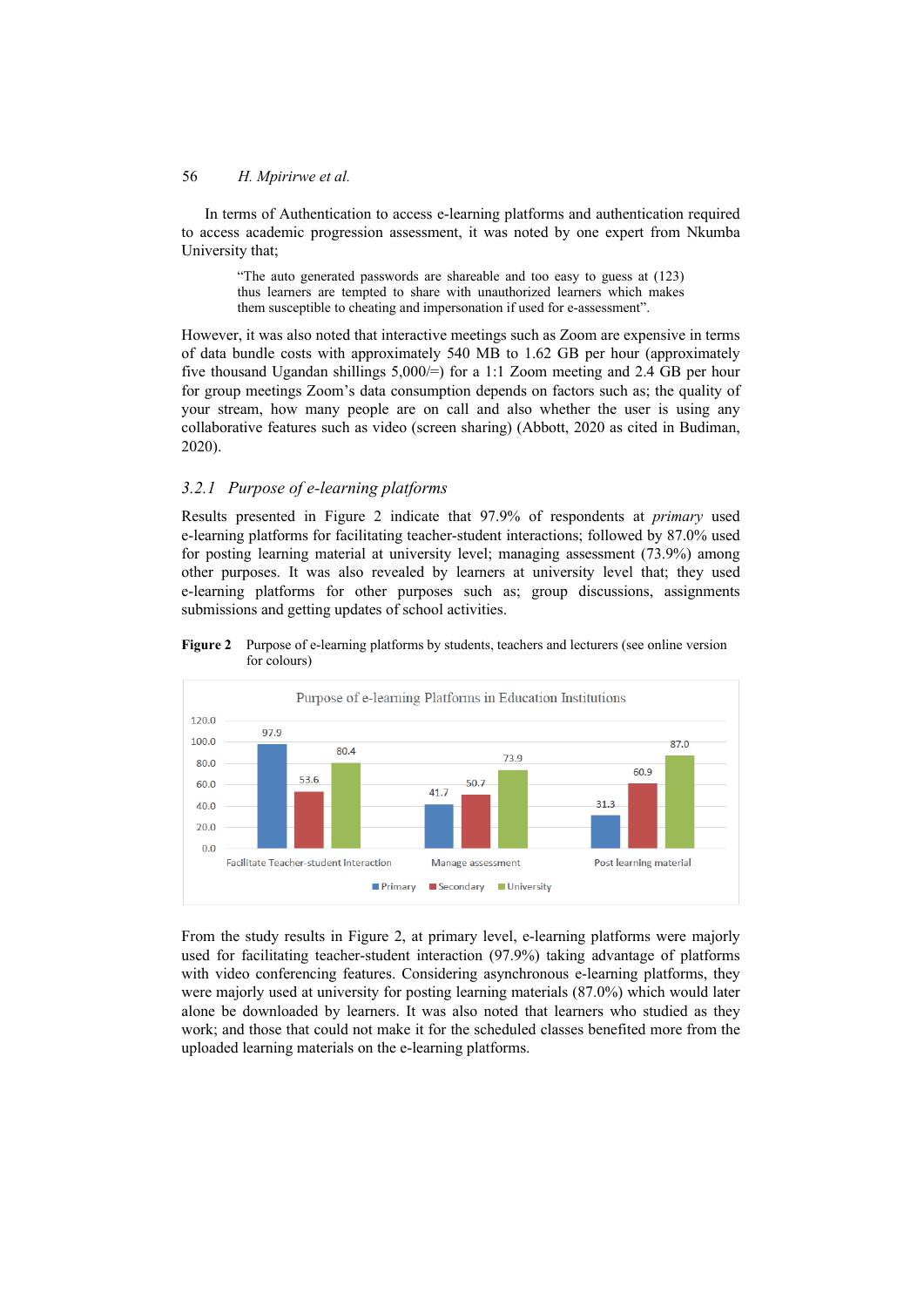In terms of Authentication to access e-learning platforms and authentication required to access academic progression assessment, it was noted by one expert from Nkumba University that;

> "The auto generated passwords are shareable and too easy to guess at (123) thus learners are tempted to share with unauthorized learners which makes them susceptible to cheating and impersonation if used for e-assessment".

However, it was also noted that interactive meetings such as Zoom are expensive in terms of data bundle costs with approximately 540 MB to 1.62 GB per hour (approximately five thousand Ugandan shillings 5,000/=) for a 1:1 Zoom meeting and 2.4 GB per hour for group meetings Zoom's data consumption depends on factors such as; the quality of your stream, how many people are on call and also whether the user is using any collaborative features such as video (screen sharing) (Abbott, 2020 as cited in Budiman, 2020).

### 3.2.1 *Purpose of e-learning platforms*

Results presented in Figure 2 indicate that 97.9% of respondents at *primary* used e-learning platforms for facilitating teacher-student interactions; followed by 87.0% used for posting learning material at university level; managing assessment (73.9%) among other purposes. It was also revealed by learners at university level that; they used e-learning platforms for other purposes such as; group discussions, assignments submissions and getting updates of school activities.

**Figure 2** Purpose of e-learning platforms by students, teachers and lecturers (see online version for colours)

Purpose of e-learning Platforms in Education Institutions

| | Primary | Secondary | University |
|---|---|---|---|
| Facilitate Teacher-student Interaction | 97.9 | 53.6 | 80.4 |
| Manage assessment | 41.7 | 50.7 | 73.9 |
| Post learning material | 31.3 | 60.9 | 87.0 |

From the study results in Figure 2, at primary level, e-learning platforms were majorly used for facilitating teacher-student interaction (97.9%) taking advantage of platforms with video conferencing features. Considering asynchronous e-learning platforms, they were majorly used at university for posting learning materials (87.0%) which would later alone be downloaded by learners. It was also noted that learners who studied as they work; and those that could not make it for the scheduled classes benefited more from the uploaded learning materials on the e-learning platforms.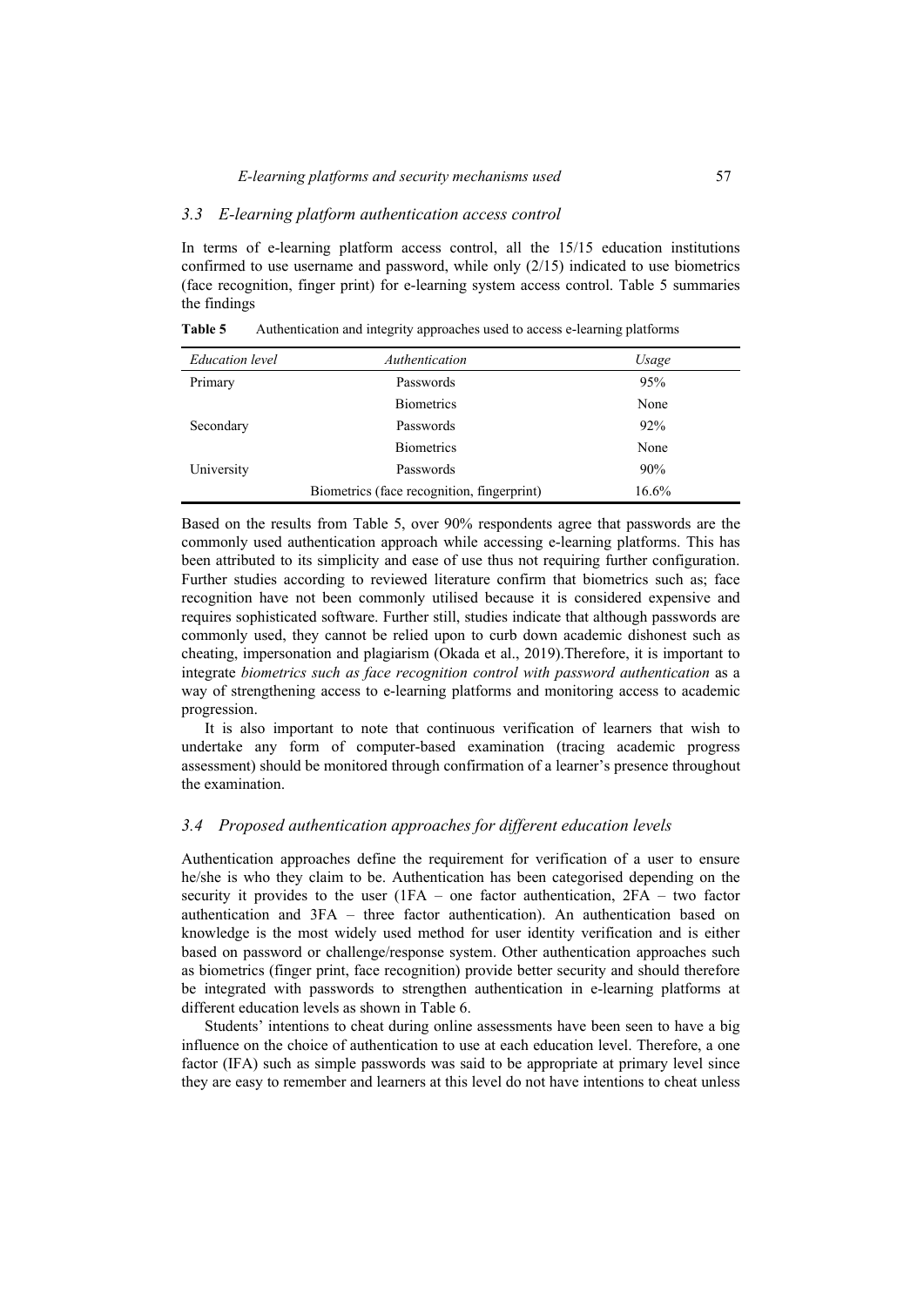### *3.3 E-learning platform authentication access control*

In terms of e-learning platform access control, all the 15/15 education institutions confirmed to use username and password, while only (2/15) indicated to use biometrics (face recognition, finger print) for e-learning system access control. Table 5 summaries the findings

**Table 5** Authentication and integrity approaches used to access e-learning platforms

| *Education level* | *Authentication* | *Usage* |
|---|---|---|
| Primary | Passwords | 95% |
| | Biometrics | None |
| Secondary | Passwords | 92% |
| | Biometrics | None |
| University | Passwords | 90% |
| | Biometrics (face recognition, fingerprint) | 16.6% |

Based on the results from Table 5, over 90% respondents agree that passwords are the commonly used authentication approach while accessing e-learning platforms. This has been attributed to its simplicity and ease of use thus not requiring further configuration. Further studies according to reviewed literature confirm that biometrics such as; face recognition have not been commonly utilised because it is considered expensive and requires sophisticated software. Further still, studies indicate that although passwords are commonly used, they cannot be relied upon to curb down academic dishonest such as cheating, impersonation and plagiarism (Okada et al., 2019).Therefore, it is important to integrate *biometrics such as face recognition control with password authentication* as a way of strengthening access to e-learning platforms and monitoring access to academic progression.

It is also important to note that continuous verification of learners that wish to undertake any form of computer-based examination (tracing academic progress assessment) should be monitored through confirmation of a learner's presence throughout the examination.

### *3.4 Proposed authentication approaches for different education levels*

Authentication approaches define the requirement for verification of a user to ensure he/she is who they claim to be. Authentication has been categorised depending on the security it provides to the user (1FA – one factor authentication, 2FA – two factor authentication and 3FA – three factor authentication). An authentication based on knowledge is the most widely used method for user identity verification and is either based on password or challenge/response system. Other authentication approaches such as biometrics (finger print, face recognition) provide better security and should therefore be integrated with passwords to strengthen authentication in e-learning platforms at different education levels as shown in Table 6.

Students' intentions to cheat during online assessments have been seen to have a big influence on the choice of authentication to use at each education level. Therefore, a one factor (IFA) such as simple passwords was said to be appropriate at primary level since they are easy to remember and learners at this level do not have intentions to cheat unless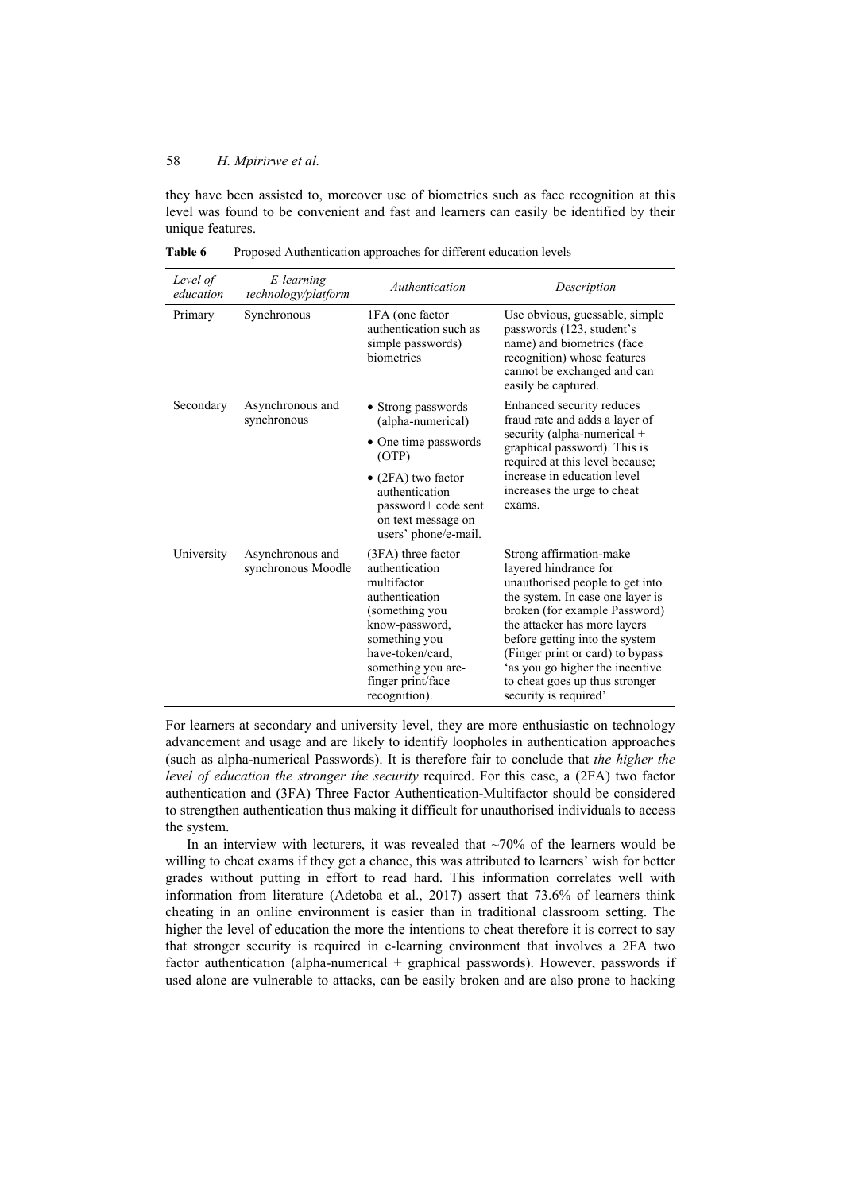they have been assisted to, moreover use of biometrics such as face recognition at this level was found to be convenient and fast and learners can easily be identified by their unique features.

**Table 6** Proposed Authentication approaches for different education levels

| *Level of education* | *E-learning technology/platform* | *Authentication* | *Description* |
|---|---|---|---|
| Primary | Synchronous | 1FA (one factor authentication such as simple passwords) biometrics | Use obvious, guessable, simple passwords (123, student's name) and biometrics (face recognition) whose features cannot be exchanged and can easily be captured. |
| Secondary | Asynchronous and synchronous | • Strong passwords (alpha-numerical) • One time passwords (OTP) • (2FA) two factor authentication password+ code sent on text message on users' phone/e-mail. | Enhanced security reduces fraud rate and adds a layer of security (alpha-numerical + graphical password). This is required at this level because; increase in education level increases the urge to cheat exams. |
| University | Asynchronous and synchronous Moodle | (3FA) three factor authentication multifactor authentication (something you know-password, something you have-token/card, something you are-finger print/face recognition). | Strong affirmation-make layered hindrance for unauthorised people to get into the system. In case one layer is broken (for example Password) the attacker has more layers before getting into the system (Finger print or card) to bypass 'as you go higher the incentive to cheat goes up thus stronger security is required' |

For learners at secondary and university level, they are more enthusiastic on technology advancement and usage and are likely to identify loopholes in authentication approaches (such as alpha-numerical Passwords). It is therefore fair to conclude that *the higher the level of education the stronger the security* required. For this case, a (2FA) two factor authentication and (3FA) Three Factor Authentication-Multifactor should be considered to strengthen authentication thus making it difficult for unauthorised individuals to access the system.

In an interview with lecturers, it was revealed that ~70% of the learners would be willing to cheat exams if they get a chance, this was attributed to learners' wish for better grades without putting in effort to read hard. This information correlates well with information from literature (Adetoba et al., 2017) assert that 73.6% of learners think cheating in an online environment is easier than in traditional classroom setting. The higher the level of education the more the intentions to cheat therefore it is correct to say that stronger security is required in e-learning environment that involves a 2FA two factor authentication (alpha-numerical + graphical passwords). However, passwords if used alone are vulnerable to attacks, can be easily broken and are also prone to hacking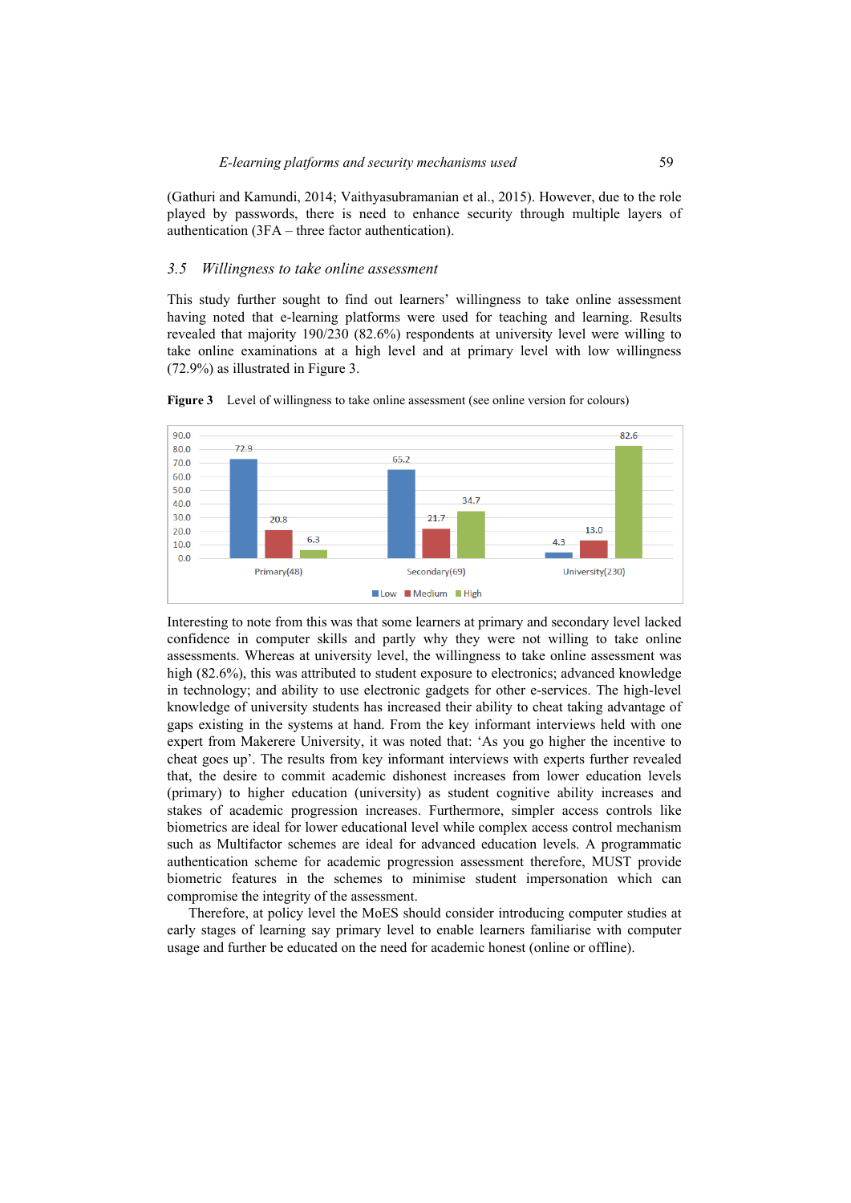(Gathuri and Kamundi, 2014; Vaithyasubramanian et al., 2015). However, due to the role played by passwords, there is need to enhance security through multiple layers of authentication (3FA – three factor authentication).

## *3.5 Willingness to take online assessment*

This study further sought to find out learners' willingness to take online assessment having noted that e-learning platforms were used for teaching and learning. Results revealed that majority 190/230 (82.6%) respondents at university level were willing to take online examinations at a high level and at primary level with low willingness (72.9%) as illustrated in Figure 3.

**Figure 3** Level of willingness to take online assessment (see online version for colours)

| | Low | Medium | High |
|---|---|---|---|
| Primary(48) | 72.9 | 20.8 | 6.3 |
| Secondary(69) | 65.2 | 21.7 | 34.7 |
| University(230) | 4.3 | 13.0 | 82.6 |

Interesting to note from this was that some learners at primary and secondary level lacked confidence in computer skills and partly why they were not willing to take online assessments. Whereas at university level, the willingness to take online assessment was high (82.6%), this was attributed to student exposure to electronics; advanced knowledge in technology; and ability to use electronic gadgets for other e-services. The high-level knowledge of university students has increased their ability to cheat taking advantage of gaps existing in the systems at hand. From the key informant interviews held with one expert from Makerere University, it was noted that: 'As you go higher the incentive to cheat goes up'. The results from key informant interviews with experts further revealed that, the desire to commit academic dishonest increases from lower education levels (primary) to higher education (university) as student cognitive ability increases and stakes of academic progression increases. Furthermore, simpler access controls like biometrics are ideal for lower educational level while complex access control mechanism such as Multifactor schemes are ideal for advanced education levels. A programmatic authentication scheme for academic progression assessment therefore, MUST provide biometric features in the schemes to minimise student impersonation which can compromise the integrity of the assessment.

Therefore, at policy level the MoES should consider introducing computer studies at early stages of learning say primary level to enable learners familiarise with computer usage and further be educated on the need for academic honest (online or offline).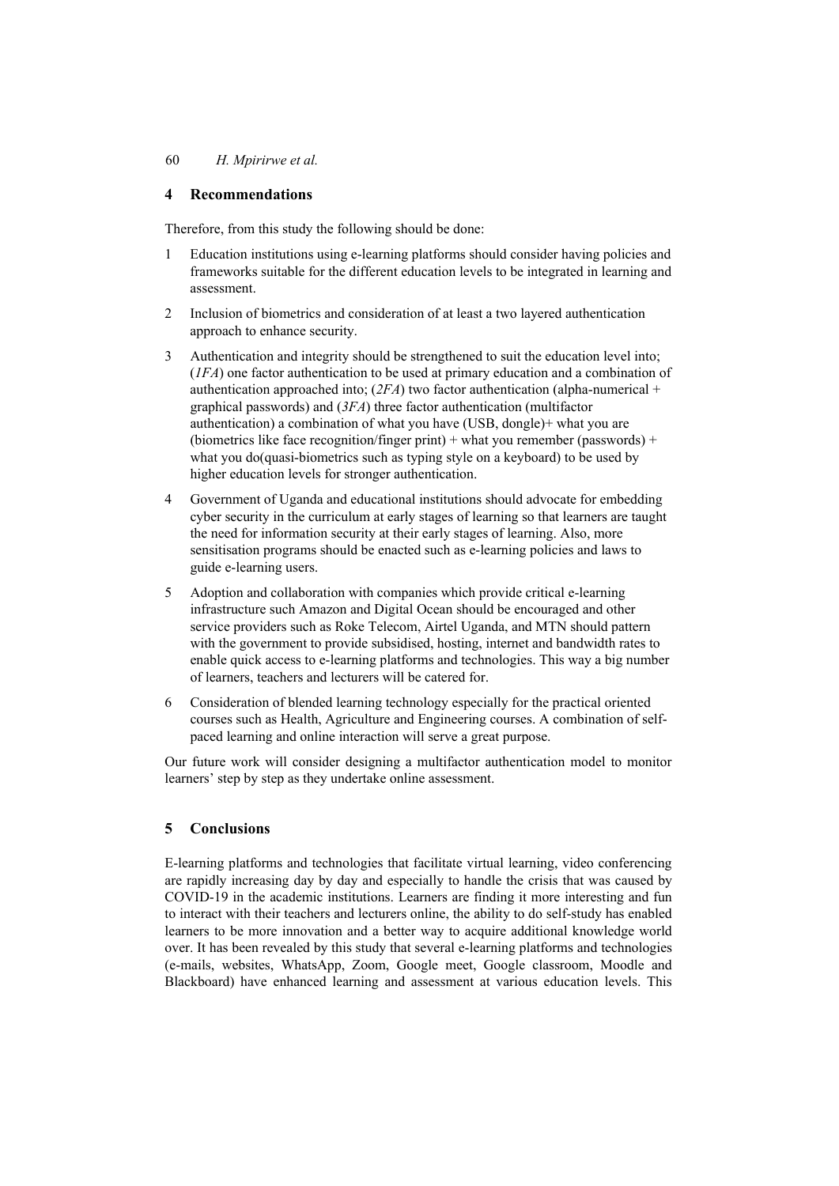## 4 Recommendations

Therefore, from this study the following should be done:

1. Education institutions using e-learning platforms should consider having policies and frameworks suitable for the different education levels to be integrated in learning and assessment.
2. Inclusion of biometrics and consideration of at least a two layered authentication approach to enhance security.
3. Authentication and integrity should be strengthened to suit the education level into; (*1FA*) one factor authentication to be used at primary education and a combination of authentication approached into; (*2FA*) two factor authentication (alpha-numerical + graphical passwords) and (*3FA*) three factor authentication (multifactor authentication) a combination of what you have (USB, dongle)+ what you are (biometrics like face recognition/finger print) + what you remember (passwords) + what you do(quasi-biometrics such as typing style on a keyboard) to be used by higher education levels for stronger authentication.
4. Government of Uganda and educational institutions should advocate for embedding cyber security in the curriculum at early stages of learning so that learners are taught the need for information security at their early stages of learning. Also, more sensitisation programs should be enacted such as e-learning policies and laws to guide e-learning users.
5. Adoption and collaboration with companies which provide critical e-learning infrastructure such Amazon and Digital Ocean should be encouraged and other service providers such as Roke Telecom, Airtel Uganda, and MTN should pattern with the government to provide subsidised, hosting, internet and bandwidth rates to enable quick access to e-learning platforms and technologies. This way a big number of learners, teachers and lecturers will be catered for.
6. Consideration of blended learning technology especially for the practical oriented courses such as Health, Agriculture and Engineering courses. A combination of self-paced learning and online interaction will serve a great purpose.

Our future work will consider designing a multifactor authentication model to monitor learners' step by step as they undertake online assessment.

## 5 Conclusions

E-learning platforms and technologies that facilitate virtual learning, video conferencing are rapidly increasing day by day and especially to handle the crisis that was caused by COVID-19 in the academic institutions. Learners are finding it more interesting and fun to interact with their teachers and lecturers online, the ability to do self-study has enabled learners to be more innovation and a better way to acquire additional knowledge world over. It has been revealed by this study that several e-learning platforms and technologies (e-mails, websites, WhatsApp, Zoom, Google meet, Google classroom, Moodle and Blackboard) have enhanced learning and assessment at various education levels. This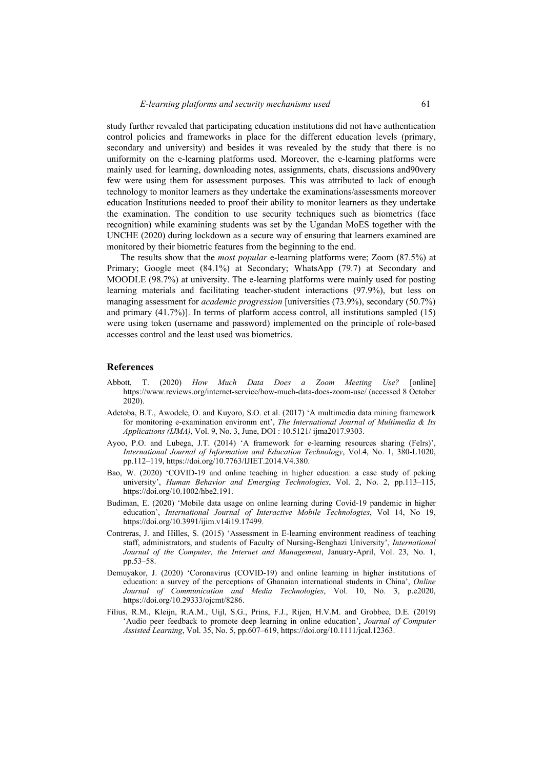study further revealed that participating education institutions did not have authentication control policies and frameworks in place for the different education levels (primary, secondary and university) and besides it was revealed by the study that there is no uniformity on the e-learning platforms used. Moreover, the e-learning platforms were mainly used for learning, downloading notes, assignments, chats, discussions and90very few were using them for assessment purposes. This was attributed to lack of enough technology to monitor learners as they undertake the examinations/assessments moreover education Institutions needed to proof their ability to monitor learners as they undertake the examination. The condition to use security techniques such as biometrics (face recognition) while examining students was set by the Ugandan MoES together with the UNCHE (2020) during lockdown as a secure way of ensuring that learners examined are monitored by their biometric features from the beginning to the end.

The results show that the *most popular* e-learning platforms were; Zoom (87.5%) at Primary; Google meet (84.1%) at Secondary; WhatsApp (79.7) at Secondary and MOODLE (98.7%) at university. The e-learning platforms were mainly used for posting learning materials and facilitating teacher-student interactions (97.9%), but less on managing assessment for *academic progression* [universities (73.9%), secondary (50.7%) and primary (41.7%)]. In terms of platform access control, all institutions sampled (15) were using token (username and password) implemented on the principle of role-based accesses control and the least used was biometrics.

## References

Abbott, T. (2020) *How Much Data Does a Zoom Meeting Use?* [online] https://www.reviews.org/internet-service/how-much-data-does-zoom-use/ (accessed 8 October 2020).

Adetoba, B.T., Awodele, O. and Kuyoro, S.O. et al. (2017) 'A multimedia data mining framework for monitoring e-examination environm ent', *The International Journal of Multimedia & Its Applications (IJMA)*, Vol. 9, No. 3, June, DOI : 10.5121/ ijma2017.9303.

Ayoo, P.O. and Lubega, J.T. (2014) 'A framework for e-learning resources sharing (Felrs)', *International Journal of Information and Education Technology*, Vol.4, No. 1, 380-L1020, pp.112–119, https://doi.org/10.7763/IJIET.2014.V4.380.

Bao, W. (2020) 'COVID-19 and online teaching in higher education: a case study of peking university', *Human Behavior and Emerging Technologies*, Vol. 2, No. 2, pp.113–115, https://doi.org/10.1002/hbe2.191.

Budiman, E. (2020) 'Mobile data usage on online learning during Covid-19 pandemic in higher education', *International Journal of Interactive Mobile Technologies*, Vol 14, No 19, https://doi.org/10.3991/ijim.v14i19.17499.

Contreras, J. and Hilles, S. (2015) 'Assessment in E-learning environment readiness of teaching staff, administrators, and students of Faculty of Nursing-Benghazi University', *International Journal of the Computer, the Internet and Management*, January-April, Vol. 23, No. 1, pp.53–58.

Demuyakor, J. (2020) 'Coronavirus (COVID-19) and online learning in higher institutions of education: a survey of the perceptions of Ghanaian international students in China', *Online Journal of Communication and Media Technologies*, Vol. 10, No. 3, p.e2020, https://doi.org/10.29333/ojcmt/8286.

Filius, R.M., Kleijn, R.A.M., Uijl, S.G., Prins, F.J., Rijen, H.V.M. and Grobbee, D.E. (2019) 'Audio peer feedback to promote deep learning in online education', *Journal of Computer Assisted Learning*, Vol. 35, No. 5, pp.607–619, https://doi.org/10.1111/jcal.12363.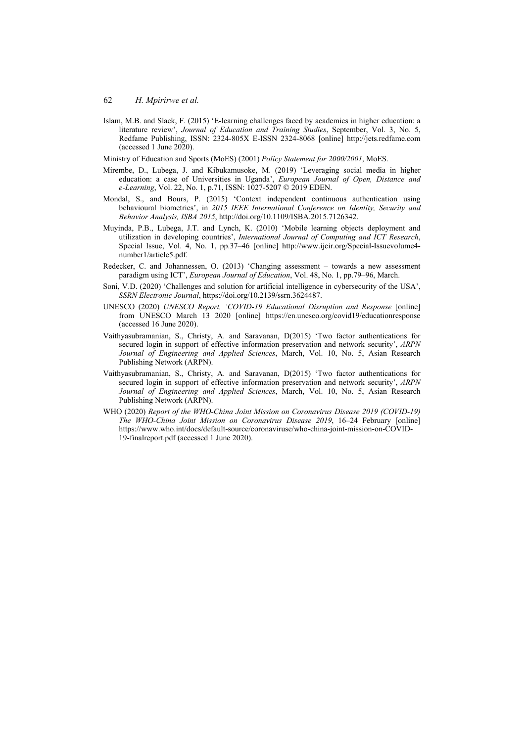Islam, M.B. and Slack, F. (2015) 'E-learning challenges faced by academics in higher education: a literature review', *Journal of Education and Training Studies*, September, Vol. 3, No. 5, Redfame Publishing, ISSN: 2324-805X E-ISSN 2324-8068 [online] http://jets.redfame.com (accessed 1 June 2020).

Ministry of Education and Sports (MoES) (2001) *Policy Statement for 2000/2001*, MoES.

Mirembe, D., Lubega, J. and Kibukamusoke, M. (2019) 'Leveraging social media in higher education: a case of Universities in Uganda', *European Journal of Open, Distance and e-Learning*, Vol. 22, No. 1, p.71, ISSN: 1027-5207 © 2019 EDEN.

Mondal, S., and Bours, P. (2015) 'Context independent continuous authentication using behavioural biometrics', in *2015 IEEE International Conference on Identity, Security and Behavior Analysis, ISBA 2015*, http://doi.org/10.1109/ISBA.2015.7126342.

Muyinda, P.B., Lubega, J.T. and Lynch, K. (2010) 'Mobile learning objects deployment and utilization in developing countries', *International Journal of Computing and ICT Research*, Special Issue, Vol. 4, No. 1, pp.37–46 [online] http://www.ijcir.org/Special-Issuevolume4-number1/article5.pdf.

Redecker, C. and Johannessen, O. (2013) 'Changing assessment – towards a new assessment paradigm using ICT', *European Journal of Education*, Vol. 48, No. 1, pp.79–96, March.

Soni, V.D. (2020) 'Challenges and solution for artificial intelligence in cybersecurity of the USA', *SSRN Electronic Journal*, https://doi.org/10.2139/ssrn.3624487.

UNESCO (2020) *UNESCO Report, 'COVID-19 Educational Disruption and Response* [online] from UNESCO March 13 2020 [online] https://en.unesco.org/covid19/educationresponse (accessed 16 June 2020).

Vaithyasubramanian, S., Christy, A. and Saravanan, D(2015) 'Two factor authentications for secured login in support of effective information preservation and network security', *ARPN Journal of Engineering and Applied Sciences*, March, Vol. 10, No. 5, Asian Research Publishing Network (ARPN).

Vaithyasubramanian, S., Christy, A. and Saravanan, D(2015) 'Two factor authentications for secured login in support of effective information preservation and network security', *ARPN Journal of Engineering and Applied Sciences*, March, Vol. 10, No. 5, Asian Research Publishing Network (ARPN).

WHO (2020) *Report of the WHO-China Joint Mission on Coronavirus Disease 2019 (COVID-19) The WHO-China Joint Mission on Coronavirus Disease 2019*, 16–24 February [online] https://www.who.int/docs/default-source/coronaviruse/who-china-joint-mission-on-COVID-19-finalreport.pdf (accessed 1 June 2020).